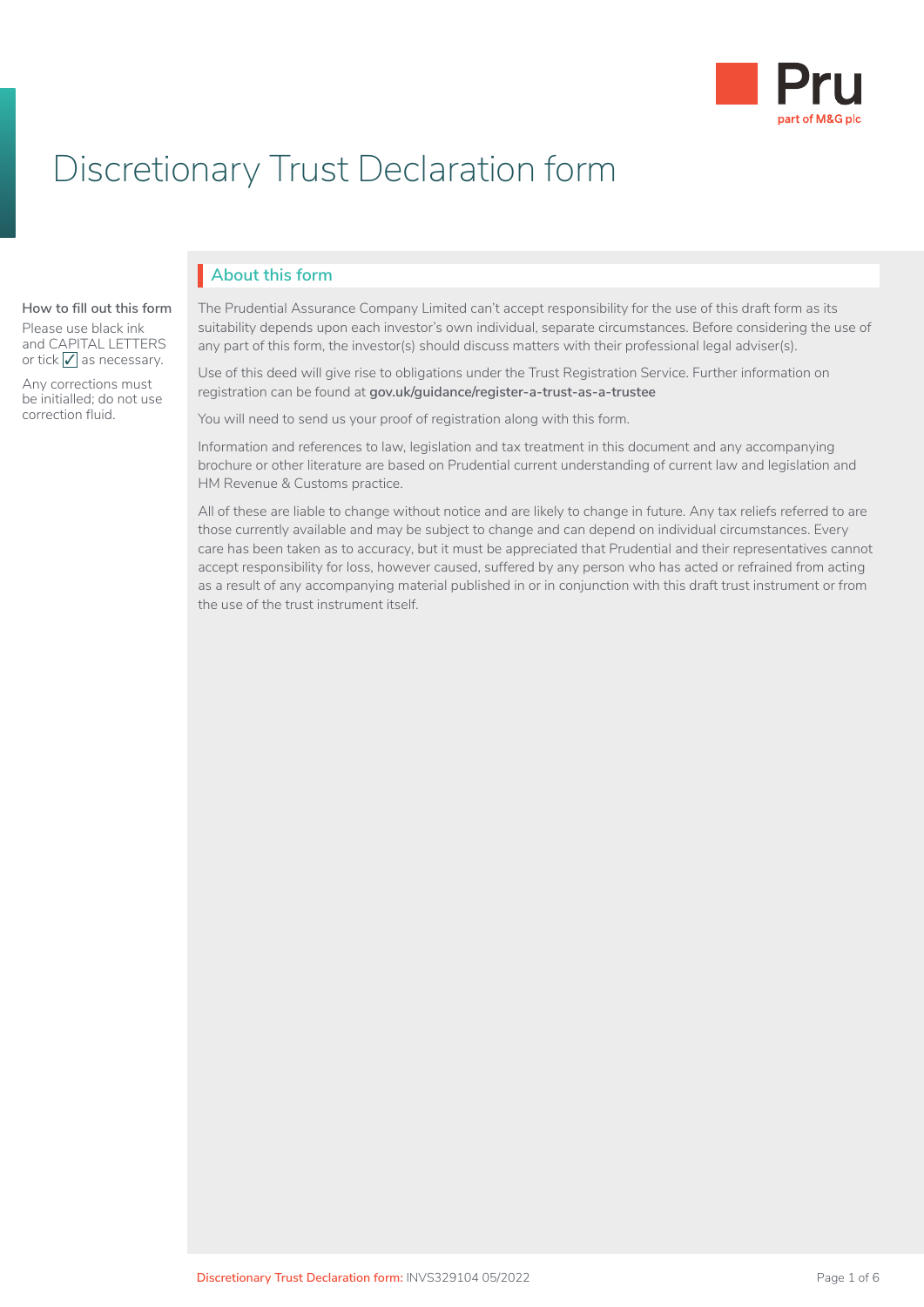# Discretionary Trust Declaration form

**How to fill out this form**

Please use black ink and CAPITAL LETTERS or tick ✓ as necessary.

Any corrections must be initialled; do not use correction fluid.

## About this form

The Prudential Assurance Company Limited can't accept responsibility for the use of this draft form as its suitability depends upon each investor's own individual, separate circumstances. Before considering the use of any part of this form, the investor(s) should discuss matters with their professional legal adviser(s).

Use of this deed will give rise to obligations under the Trust Registration Service. Further information on registration can be found at **gov.uk/guidance/register-a-trust-as-a-trustee**

You will need to send us your proof of registration along with this form.

Information and references to law, legislation and tax treatment in this document and any accompanying brochure or other literature are based on Prudential current understanding of current law and legislation and HM Revenue & Customs practice.

All of these are liable to change without notice and are likely to change in future. Any tax reliefs referred to are those currently available and may be subject to change and can depend on individual circumstances. Every care has been taken as to accuracy, but it must be appreciated that Prudential and their representatives cannot accept responsibility for loss, however caused, suffered by any person who has acted or refrained from acting as a result of any accompanying material published in or in conjunction with this draft trust instrument or from the use of the trust instrument itself.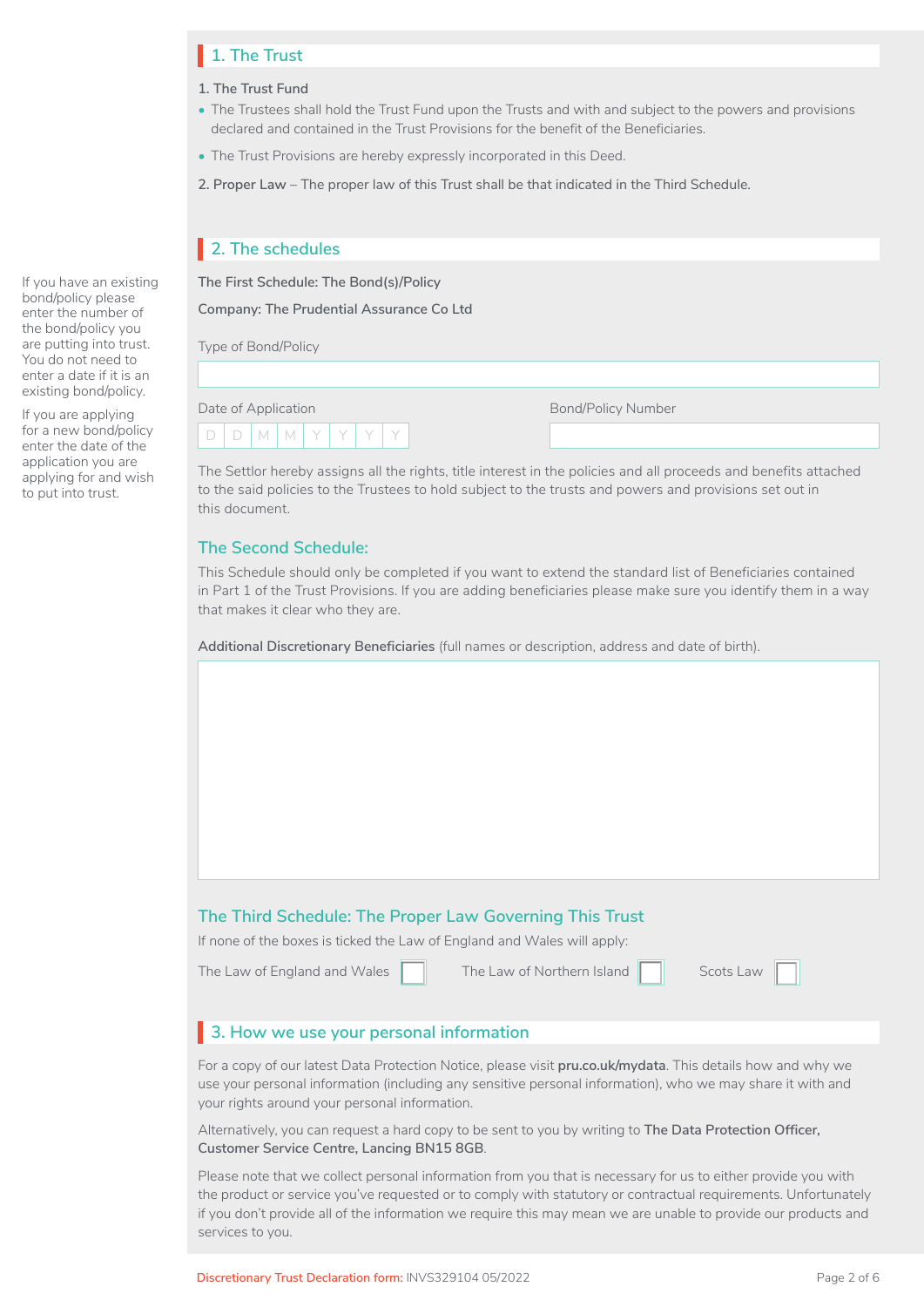## 1. The Trust

**1. The Trust Fund**

- The Trustees shall hold the Trust Fund upon the Trusts and with and subject to the powers and provisions declared and contained in the Trust Provisions for the benefit of the Beneficiaries.
- The Trust Provisions are hereby expressly incorporated in this Deed.

**2. Proper Law** – The proper law of this Trust shall be that indicated in the Third Schedule.

## 2. The schedules

If you have an existing bond/policy please enter the number of the bond/policy you are putting into trust. You do not need to enter a date if it is an existing bond/policy.

If you are applying for a new bond/policy enter the date of the application you are applying for and wish to put into trust.

**The First Schedule: The Bond(s)/Policy**

**Company: The Prudential Assurance Co Ltd**

Type of Bond/Policy

Date of Application D D M M Y Y Y Y

Bond/Policy Number

The Settlor hereby assigns all the rights, title interest in the policies and all proceeds and benefits attached to the said policies to the Trustees to hold subject to the trusts and powers and provisions set out in this document.

### The Second Schedule:

This Schedule should only be completed if you want to extend the standard list of Beneficiaries contained in Part 1 of the Trust Provisions. If you are adding beneficiaries please make sure you identify them in a way that makes it clear who they are.

**Additional Discretionary Beneficiaries** (full names or description, address and date of birth).

### The Third Schedule: The Proper Law Governing This Trust

If none of the boxes is ticked the Law of England and Wales will apply:

The Law of England and Wales ☐ The Law of Northern Island ☐ Scots Law ☐

## 3. How we use your personal information

For a copy of our latest Data Protection Notice, please visit **pru.co.uk/mydata**. This details how and why we use your personal information (including any sensitive personal information), who we may share it with and your rights around your personal information.

Alternatively, you can request a hard copy to be sent to you by writing to **The Data Protection Officer, Customer Service Centre, Lancing BN15 8GB**.

Please note that we collect personal information from you that is necessary for us to either provide you with the product or service you've requested or to comply with statutory or contractual requirements. Unfortunately if you don't provide all of the information we require this may mean we are unable to provide our products and services to you.

Discretionary Trust Declaration form: INVS329104 05/2022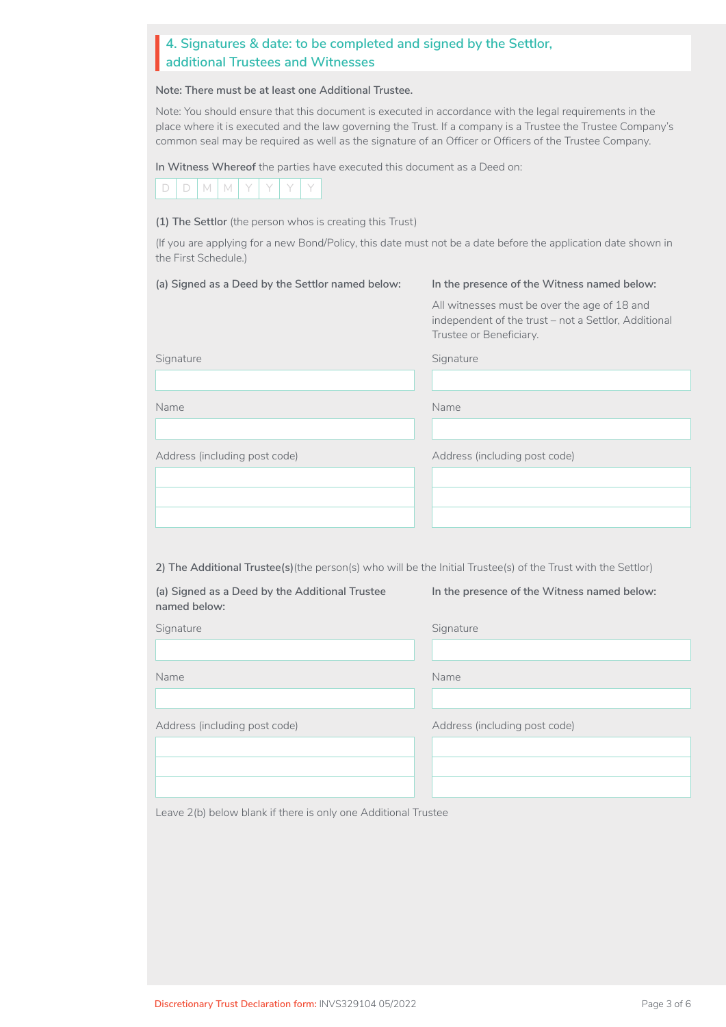## 4. Signatures & date: to be completed and signed by the Settlor, additional Trustees and Witnesses

**Note: There must be at least one Additional Trustee.**

Note: You should ensure that this document is executed in accordance with the legal requirements in the place where it is executed and the law governing the Trust. If a company is a Trustee the Trustee Company's common seal may be required as well as the signature of an Officer or Officers of the Trustee Company.

**In Witness Whereof** the parties have executed this document as a Deed on:

| D | D | M | M | Y | Y | Y | Y |
|---|---|---|---|---|---|---|---|

**(1) The Settlor** (the person whos is creating this Trust)

(If you are applying for a new Bond/Policy, this date must not be a date before the application date shown in the First Schedule.)

**(a) Signed as a Deed by the Settlor named below:**

Signature

Name

Address (including post code)

**In the presence of the Witness named below:**

All witnesses must be over the age of 18 and independent of the trust – not a Settlor, Additional Trustee or Beneficiary.

Signature

Name

Address (including post code)

**2) The Additional Trustee(s)**(the person(s) who will be the Initial Trustee(s) of the Trust with the Settlor)

**(a) Signed as a Deed by the Additional Trustee named below:**

Signature

Name

Address (including post code)

**In the presence of the Witness named below:**

Signature

Name

Address (including post code)

Leave 2(b) below blank if there is only one Additional Trustee

Discretionary Trust Declaration form: INVS329104 05/2022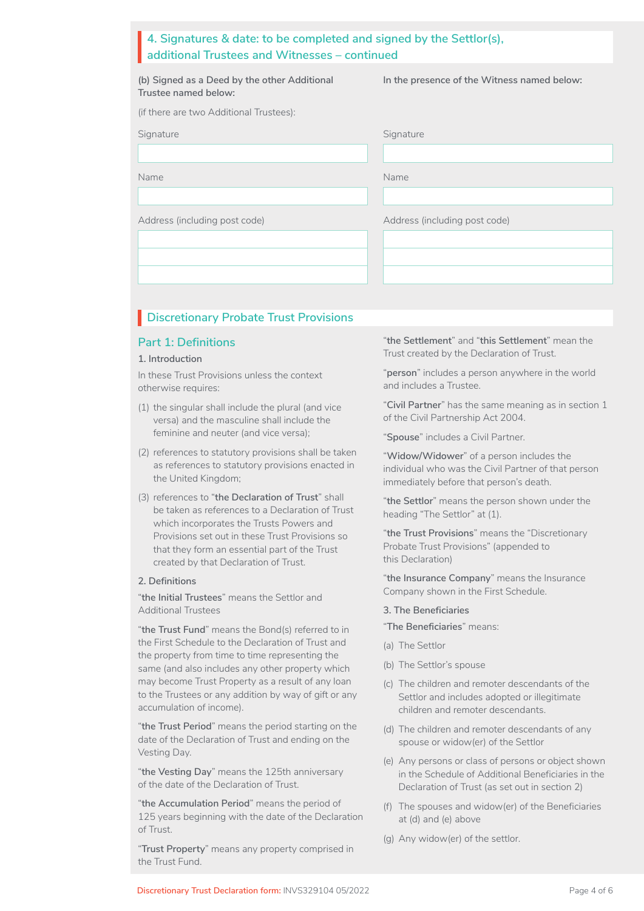## 4. Signatures & date: to be completed and signed by the Settlor(s), additional Trustees and Witnesses – continued

**(b) Signed as a Deed by the other Additional Trustee named below:**

(if there are two Additional Trustees):

Signature

Name

Address (including post code)

**In the presence of the Witness named below:**

Signature

Name

Address (including post code)

## Discretionary Probate Trust Provisions

### Part 1: Definitions

**1. Introduction**

In these Trust Provisions unless the context otherwise requires:

(1) the singular shall include the plural (and vice versa) and the masculine shall include the feminine and neuter (and vice versa);

(2) references to statutory provisions shall be taken as references to statutory provisions enacted in the United Kingdom;

(3) references to "**the Declaration of Trust**" shall be taken as references to a Declaration of Trust which incorporates the Trusts Powers and Provisions set out in these Trust Provisions so that they form an essential part of the Trust created by that Declaration of Trust.

**2. Definitions**

"**the Initial Trustees**" means the Settlor and Additional Trustees

"**the Trust Fund**" means the Bond(s) referred to in the First Schedule to the Declaration of Trust and the property from time to time representing the same (and also includes any other property which may become Trust Property as a result of any loan to the Trustees or any addition by way of gift or any accumulation of income).

"**the Trust Period**" means the period starting on the date of the Declaration of Trust and ending on the Vesting Day.

"**the Vesting Day**" means the 125th anniversary of the date of the Declaration of Trust.

"**the Accumulation Period**" means the period of 125 years beginning with the date of the Declaration of Trust.

"**Trust Property**" means any property comprised in the Trust Fund.

"**the Settlement**" and "**this Settlement**" mean the Trust created by the Declaration of Trust.

"**person**" includes a person anywhere in the world and includes a Trustee.

"**Civil Partner**" has the same meaning as in section 1 of the Civil Partnership Act 2004.

"**Spouse**" includes a Civil Partner.

"**Widow/Widower**" of a person includes the individual who was the Civil Partner of that person immediately before that person's death.

"**the Settlor**" means the person shown under the heading "The Settlor" at (1).

"**the Trust Provisions**" means the "Discretionary Probate Trust Provisions" (appended to this Declaration)

"**the Insurance Company**" means the Insurance Company shown in the First Schedule.

**3. The Beneficiaries**

"**The Beneficiaries**" means:

(a) The Settlor

(b) The Settlor's spouse

(c) The children and remoter descendants of the Settlor and includes adopted or illegitimate children and remoter descendants.

(d) The children and remoter descendants of any spouse or widow(er) of the Settlor

(e) Any persons or class of persons or object shown in the Schedule of Additional Beneficiaries in the Declaration of Trust (as set out in section 2)

(f) The spouses and widow(er) of the Beneficiaries at (d) and (e) above

(g) Any widow(er) of the settlor.

Discretionary Trust Declaration form: INVS329104 05/2022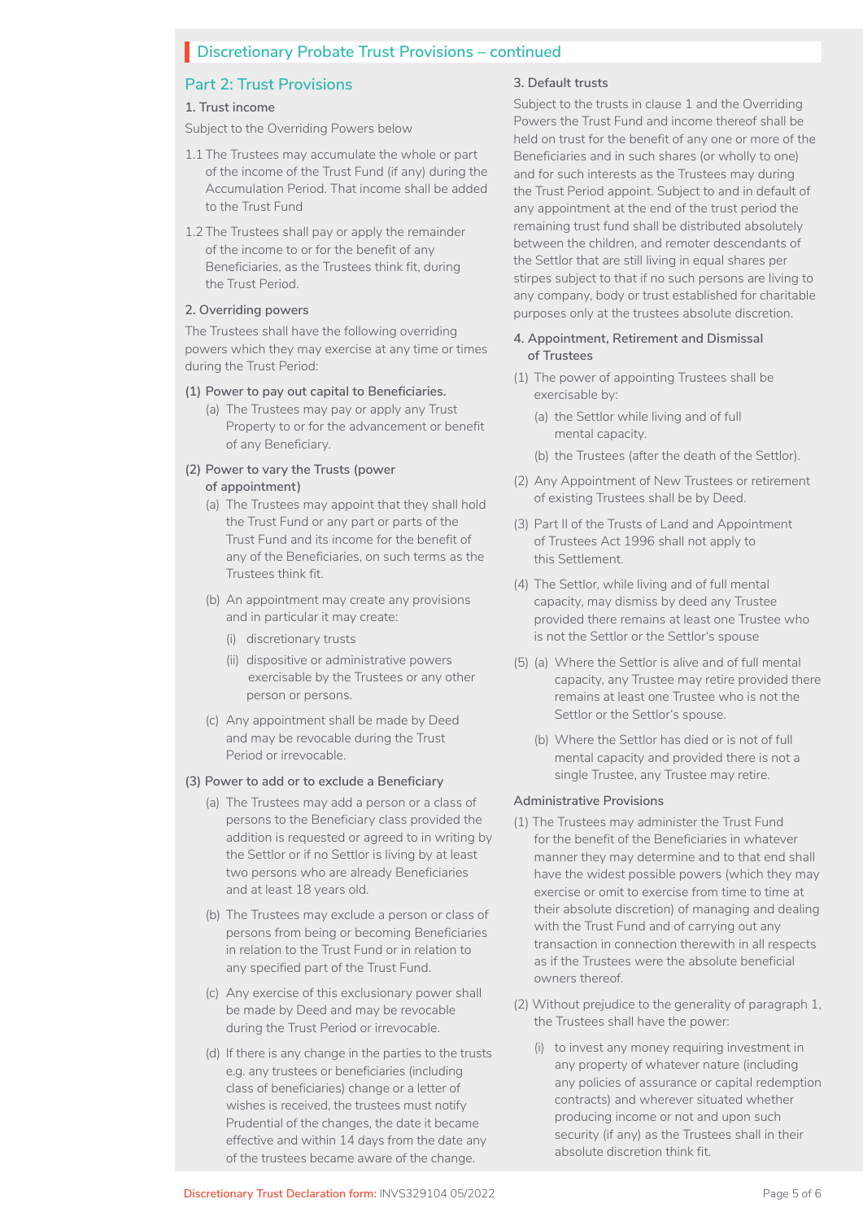## Discretionary Probate Trust Provisions – continued

### Part 2: Trust Provisions

#### 1. Trust income

Subject to the Overriding Powers below

1.1 The Trustees may accumulate the whole or part of the income of the Trust Fund (if any) during the Accumulation Period. That income shall be added to the Trust Fund

1.2 The Trustees shall pay or apply the remainder of the income to or for the benefit of any Beneficiaries, as the Trustees think fit, during the Trust Period.

#### 2. Overriding powers

The Trustees shall have the following overriding powers which they may exercise at any time or times during the Trust Period:

**(1) Power to pay out capital to Beneficiaries.**

(a) The Trustees may pay or apply any Trust Property to or for the advancement or benefit of any Beneficiary.

**(2) Power to vary the Trusts (power of appointment)**

(a) The Trustees may appoint that they shall hold the Trust Fund or any part or parts of the Trust Fund and its income for the benefit of any of the Beneficiaries, on such terms as the Trustees think fit.

(b) An appointment may create any provisions and in particular it may create:

(i) discretionary trusts

(ii) dispositive or administrative powers exercisable by the Trustees or any other person or persons.

(c) Any appointment shall be made by Deed and may be revocable during the Trust Period or irrevocable.

**(3) Power to add or to exclude a Beneficiary**

(a) The Trustees may add a person or a class of persons to the Beneficiary class provided the addition is requested or agreed to in writing by the Settlor or if no Settlor is living by at least two persons who are already Beneficiaries and at least 18 years old.

(b) The Trustees may exclude a person or class of persons from being or becoming Beneficiaries in relation to the Trust Fund or in relation to any specified part of the Trust Fund.

(c) Any exercise of this exclusionary power shall be made by Deed and may be revocable during the Trust Period or irrevocable.

(d) If there is any change in the parties to the trusts e.g. any trustees or beneficiaries (including class of beneficiaries) change or a letter of wishes is received, the trustees must notify Prudential of the changes, the date it became effective and within 14 days from the date any of the trustees became aware of the change.

#### 3. Default trusts

Subject to the trusts in clause 1 and the Overriding Powers the Trust Fund and income thereof shall be held on trust for the benefit of any one or more of the Beneficiaries and in such shares (or wholly to one) and for such interests as the Trustees may during the Trust Period appoint. Subject to and in default of any appointment at the end of the trust period the remaining trust fund shall be distributed absolutely between the children, and remoter descendants of the Settlor that are still living in equal shares per stirpes subject to that if no such persons are living to any company, body or trust established for charitable purposes only at the trustees absolute discretion.

#### 4. Appointment, Retirement and Dismissal of Trustees

(1) The power of appointing Trustees shall be exercisable by:

(a) the Settlor while living and of full mental capacity.

(b) the Trustees (after the death of the Settlor).

(2) Any Appointment of New Trustees or retirement of existing Trustees shall be by Deed.

(3) Part II of the Trusts of Land and Appointment of Trustees Act 1996 shall not apply to this Settlement.

(4) The Settlor, while living and of full mental capacity, may dismiss by deed any Trustee provided there remains at least one Trustee who is not the Settlor or the Settlor's spouse

(5) (a) Where the Settlor is alive and of full mental capacity, any Trustee may retire provided there remains at least one Trustee who is not the Settlor or the Settlor's spouse.

(b) Where the Settlor has died or is not of full mental capacity and provided there is not a single Trustee, any Trustee may retire.

#### Administrative Provisions

(1) The Trustees may administer the Trust Fund for the benefit of the Beneficiaries in whatever manner they may determine and to that end shall have the widest possible powers (which they may exercise or omit to exercise from time to time at their absolute discretion) of managing and dealing with the Trust Fund and of carrying out any transaction in connection therewith in all respects as if the Trustees were the absolute beneficial owners thereof.

(2) Without prejudice to the generality of paragraph 1, the Trustees shall have the power:

(i) to invest any money requiring investment in any property of whatever nature (including any policies of assurance or capital redemption contracts) and wherever situated whether producing income or not and upon such security (if any) as the Trustees shall in their absolute discretion think fit.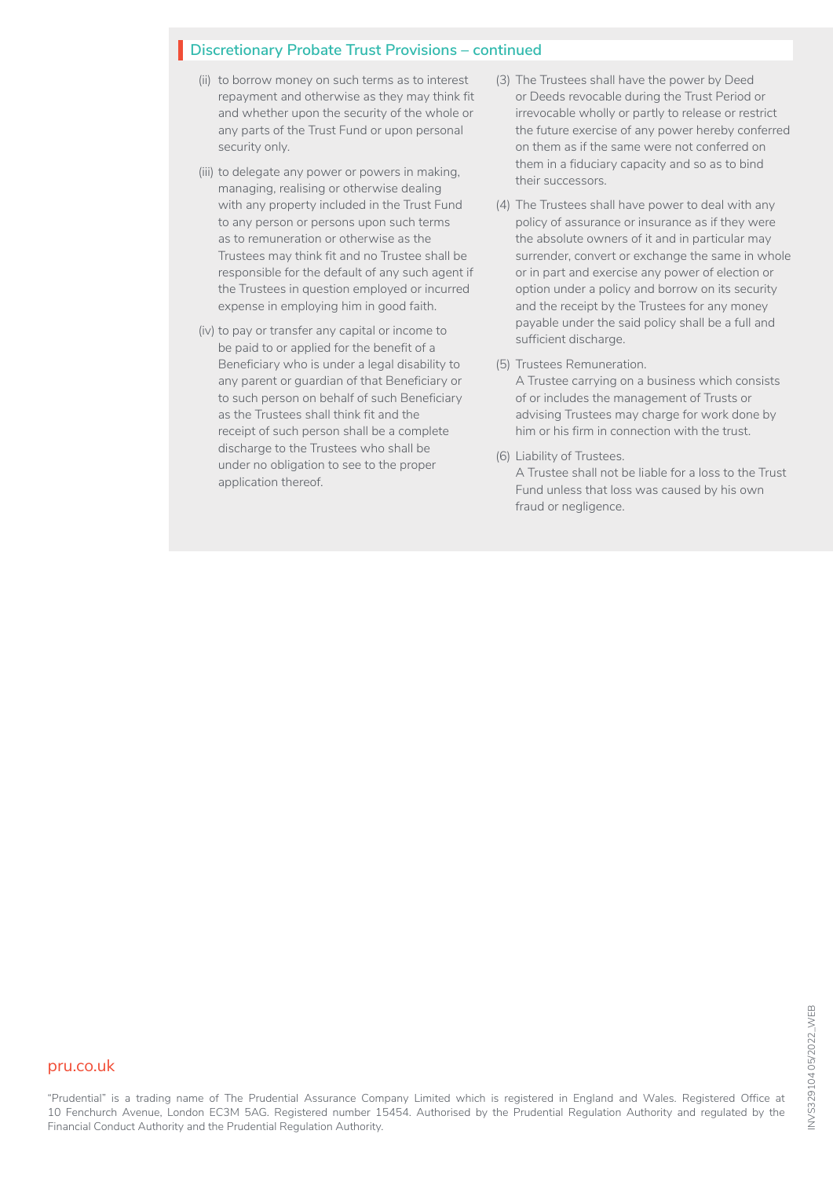## Discretionary Probate Trust Provisions – continued

(ii) to borrow money on such terms as to interest repayment and otherwise as they may think fit and whether upon the security of the whole or any parts of the Trust Fund or upon personal security only.

(iii) to delegate any power or powers in making, managing, realising or otherwise dealing with any property included in the Trust Fund to any person or persons upon such terms as to remuneration or otherwise as the Trustees may think fit and no Trustee shall be responsible for the default of any such agent if the Trustees in question employed or incurred expense in employing him in good faith.

(iv) to pay or transfer any capital or income to be paid to or applied for the benefit of a Beneficiary who is under a legal disability to any parent or guardian of that Beneficiary or to such person on behalf of such Beneficiary as the Trustees shall think fit and the receipt of such person shall be a complete discharge to the Trustees who shall be under no obligation to see to the proper application thereof.

(3) The Trustees shall have the power by Deed or Deeds revocable during the Trust Period or irrevocable wholly or partly to release or restrict the future exercise of any power hereby conferred on them as if the same were not conferred on them in a fiduciary capacity and so as to bind their successors.

(4) The Trustees shall have power to deal with any policy of assurance or insurance as if they were the absolute owners of it and in particular may surrender, convert or exchange the same in whole or in part and exercise any power of election or option under a policy and borrow on its security and the receipt by the Trustees for any money payable under the said policy shall be a full and sufficient discharge.

(5) Trustees Remuneration.
A Trustee carrying on a business which consists of or includes the management of Trusts or advising Trustees may charge for work done by him or his firm in connection with the trust.

(6) Liability of Trustees.
A Trustee shall not be liable for a loss to the Trust Fund unless that loss was caused by his own fraud or negligence.

pru.co.uk

"Prudential" is a trading name of The Prudential Assurance Company Limited which is registered in England and Wales. Registered Office at 10 Fenchurch Avenue, London EC3M 5AG. Registered number 15454. Authorised by the Prudential Regulation Authority and regulated by the Financial Conduct Authority and the Prudential Regulation Authority.

INVS329104 05/2022_WEB